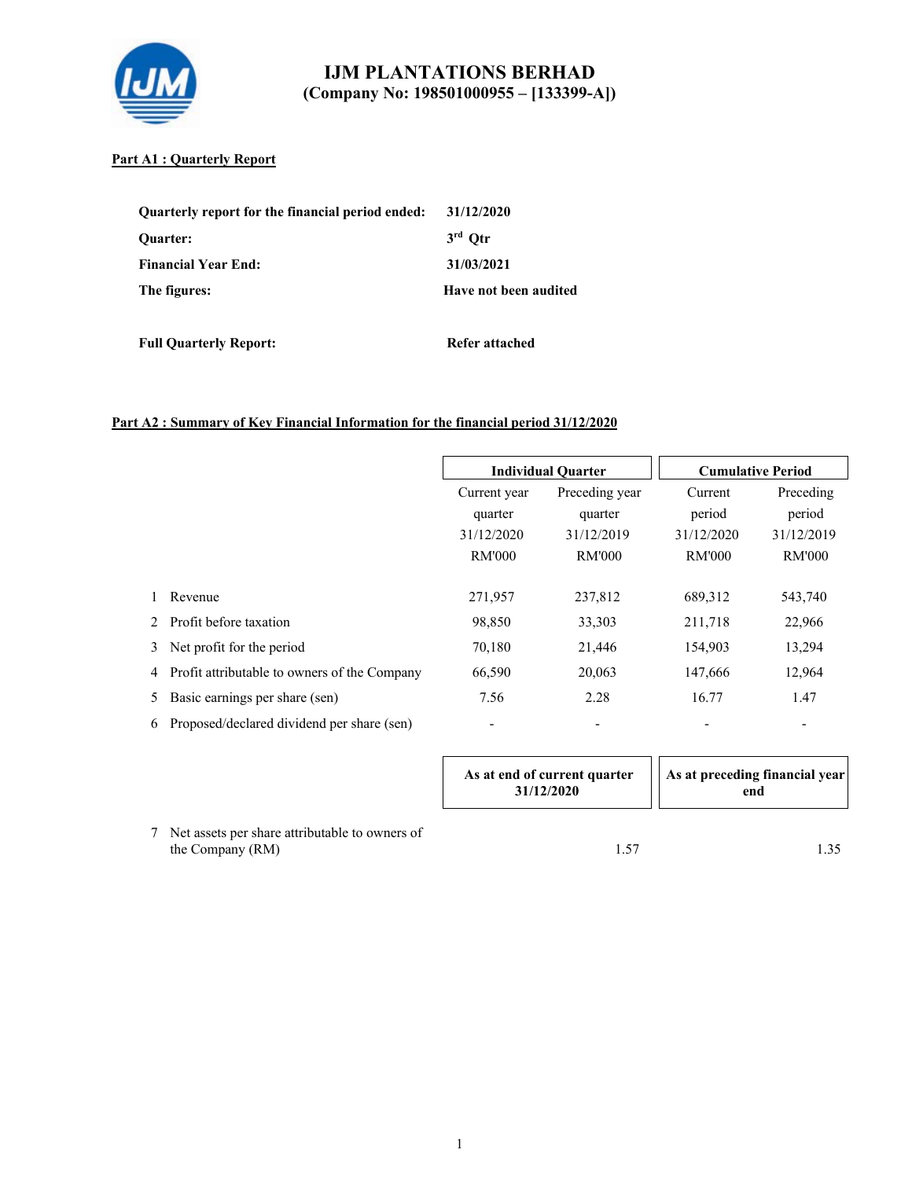# IJM PLANTATIONS BERHAD
## (Company No: 198501000955 – [133399-A])

**Part A1 : Quarterly Report**

| | |
|---|---|
| **Quarterly report for the financial period ended:** | **31/12/2020** |
| **Quarter:** | **3rd Qtr** |
| **Financial Year End:** | **31/03/2021** |
| **The figures:** | **Have not been audited** |
| **Full Quarterly Report:** | **Refer attached** |

**Part A2 : Summary of Key Financial Information for the financial period 31/12/2020**

| | | **Individual Quarter** | | **Cumulative Period** | |
|---|---|---|---|---|---|
| | | Current year quarter 31/12/2020 RM'000 | Preceding year quarter 31/12/2019 RM'000 | Current period 31/12/2020 RM'000 | Preceding period 31/12/2019 RM'000 |
| 1 | Revenue | 271,957 | 237,812 | 689,312 | 543,740 |
| 2 | Profit before taxation | 98,850 | 33,303 | 211,718 | 22,966 |
| 3 | Net profit for the period | 70,180 | 21,446 | 154,903 | 13,294 |
| 4 | Profit attributable to owners of the Company | 66,590 | 20,063 | 147,666 | 12,964 |
| 5 | Basic earnings per share (sen) | 7.56 | 2.28 | 16.77 | 1.47 |
| 6 | Proposed/declared dividend per share (sen) | - | - | - | - |

| | | **As at end of current quarter 31/12/2020** | **As at preceding financial year end** |
|---|---|---|---|
| 7 | Net assets per share attributable to owners of the Company (RM) | 1.57 | 1.35 |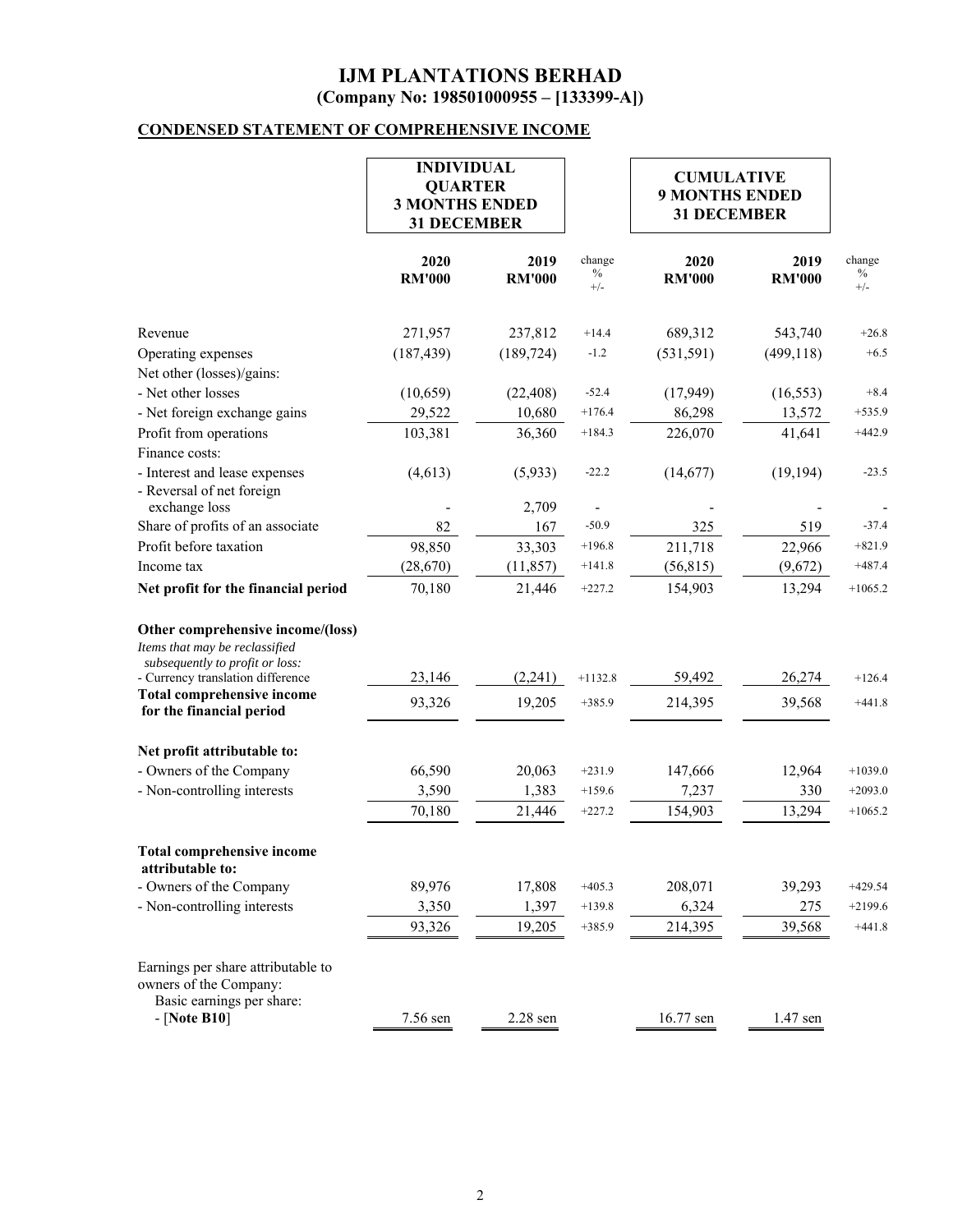# IJM PLANTATIONS BERHAD
## (Company No: 198501000955 – [133399-A])

## CONDENSED STATEMENT OF COMPREHENSIVE INCOME

| | INDIVIDUAL QUARTER 3 MONTHS ENDED 31 DECEMBER | | | CUMULATIVE 9 MONTHS ENDED 31 DECEMBER | | |
|---|---|---|---|---|---|---|
| | 2020 RM'000 | 2019 RM'000 | change % +/- | 2020 RM'000 | 2019 RM'000 | change % +/- |
| Revenue | 271,957 | 237,812 | +14.4 | 689,312 | 543,740 | +26.8 |
| Operating expenses | (187,439) | (189,724) | -1.2 | (531,591) | (499,118) | +6.5 |
| Net other (losses)/gains: | | | | | | |
| - Net other losses | (10,659) | (22,408) | -52.4 | (17,949) | (16,553) | +8.4 |
| - Net foreign exchange gains | 29,522 | 10,680 | +176.4 | 86,298 | 13,572 | +535.9 |
| Profit from operations | 103,381 | 36,360 | +184.3 | 226,070 | 41,641 | +442.9 |
| Finance costs: | | | | | | |
| - Interest and lease expenses | (4,613) | (5,933) | -22.2 | (14,677) | (19,194) | -23.5 |
| - Reversal of net foreign exchange loss | - | 2,709 | - | - | - | - |
| Share of profits of an associate | 82 | 167 | -50.9 | 325 | 519 | -37.4 |
| Profit before taxation | 98,850 | 33,303 | +196.8 | 211,718 | 22,966 | +821.9 |
| Income tax | (28,670) | (11,857) | +141.8 | (56,815) | (9,672) | +487.4 |
| **Net profit for the financial period** | 70,180 | 21,446 | +227.2 | 154,903 | 13,294 | +1065.2 |
| **Other comprehensive income/(loss)** | | | | | | |
| *Items that may be reclassified subsequently to profit or loss:* | | | | | | |
| - Currency translation difference | 23,146 | (2,241) | +1132.8 | 59,492 | 26,274 | +126.4 |
| **Total comprehensive income for the financial period** | 93,326 | 19,205 | +385.9 | 214,395 | 39,568 | +441.8 |
| **Net profit attributable to:** | | | | | | |
| - Owners of the Company | 66,590 | 20,063 | +231.9 | 147,666 | 12,964 | +1039.0 |
| - Non-controlling interests | 3,590 | 1,383 | +159.6 | 7,237 | 330 | +2093.0 |
| | 70,180 | 21,446 | +227.2 | 154,903 | 13,294 | +1065.2 |
| **Total comprehensive income attributable to:** | | | | | | |
| - Owners of the Company | 89,976 | 17,808 | +405.3 | 208,071 | 39,293 | +429.54 |
| - Non-controlling interests | 3,350 | 1,397 | +139.8 | 6,324 | 275 | +2199.6 |
| | 93,326 | 19,205 | +385.9 | 214,395 | 39,568 | +441.8 |
| Earnings per share attributable to owners of the Company: Basic earnings per share: - [**Note B10**] | 7.56 sen | 2.28 sen | | 16.77 sen | 1.47 sen | |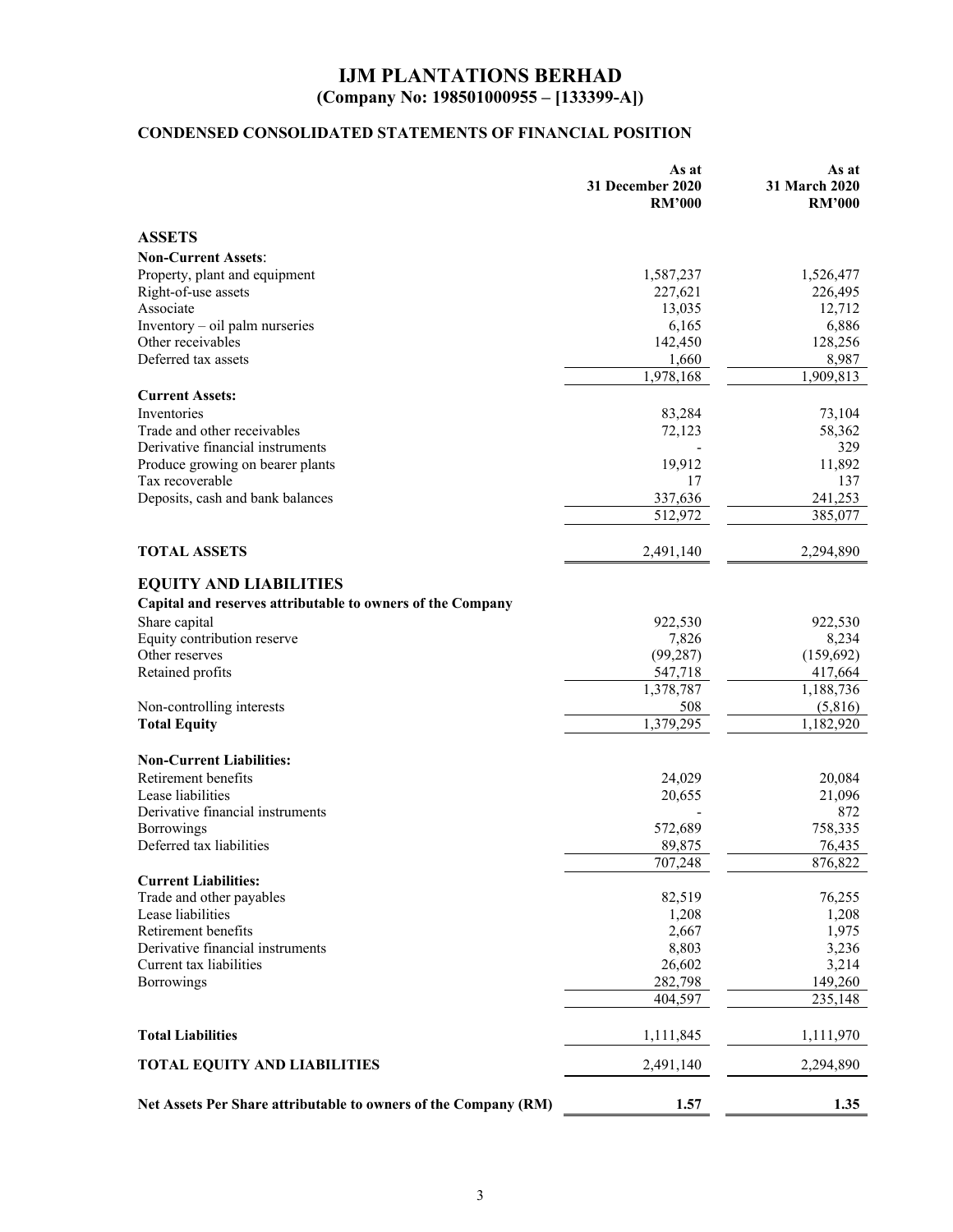# IJM PLANTATIONS BERHAD
## (Company No: 198501000955 – [133399-A])

### CONDENSED CONSOLIDATED STATEMENTS OF FINANCIAL POSITION

| | As at 31 December 2020 RM'000 | As at 31 March 2020 RM'000 |
|---|---|---|
| **ASSETS** | | |
| **Non-Current Assets**: | | |
| Property, plant and equipment | 1,587,237 | 1,526,477 |
| Right-of-use assets | 227,621 | 226,495 |
| Associate | 13,035 | 12,712 |
| Inventory – oil palm nurseries | 6,165 | 6,886 |
| Other receivables | 142,450 | 128,256 |
| Deferred tax assets | 1,660 | 8,987 |
| | 1,978,168 | 1,909,813 |
| **Current Assets:** | | |
| Inventories | 83,284 | 73,104 |
| Trade and other receivables | 72,123 | 58,362 |
| Derivative financial instruments | - | 329 |
| Produce growing on bearer plants | 19,912 | 11,892 |
| Tax recoverable | 17 | 137 |
| Deposits, cash and bank balances | 337,636 | 241,253 |
| | 512,972 | 385,077 |
| **TOTAL ASSETS** | 2,491,140 | 2,294,890 |
| **EQUITY AND LIABILITIES** | | |
| **Capital and reserves attributable to owners of the Company** | | |
| Share capital | 922,530 | 922,530 |
| Equity contribution reserve | 7,826 | 8,234 |
| Other reserves | (99,287) | (159,692) |
| Retained profits | 547,718 | 417,664 |
| | 1,378,787 | 1,188,736 |
| Non-controlling interests | 508 | (5,816) |
| **Total Equity** | 1,379,295 | 1,182,920 |
| **Non-Current Liabilities:** | | |
| Retirement benefits | 24,029 | 20,084 |
| Lease liabilities | 20,655 | 21,096 |
| Derivative financial instruments | - | 872 |
| Borrowings | 572,689 | 758,335 |
| Deferred tax liabilities | 89,875 | 76,435 |
| | 707,248 | 876,822 |
| **Current Liabilities:** | | |
| Trade and other payables | 82,519 | 76,255 |
| Lease liabilities | 1,208 | 1,208 |
| Retirement benefits | 2,667 | 1,975 |
| Derivative financial instruments | 8,803 | 3,236 |
| Current tax liabilities | 26,602 | 3,214 |
| Borrowings | 282,798 | 149,260 |
| | 404,597 | 235,148 |
| **Total Liabilities** | 1,111,845 | 1,111,970 |
| **TOTAL EQUITY AND LIABILITIES** | 2,491,140 | 2,294,890 |
| **Net Assets Per Share attributable to owners of the Company (RM)** | **1.57** | **1.35** |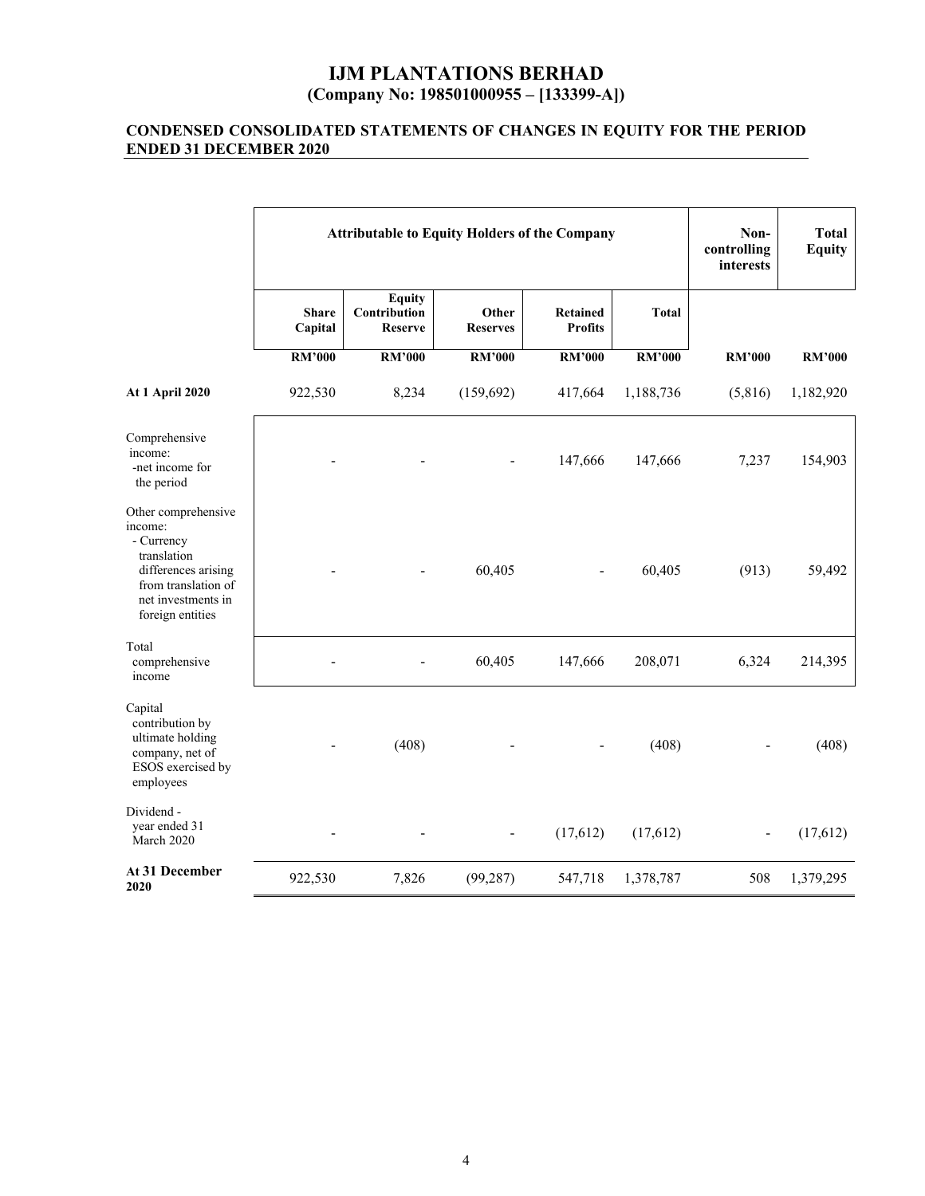# IJM PLANTATIONS BERHAD
## (Company No: 198501000955 – [133399-A])

### CONDENSED CONSOLIDATED STATEMENTS OF CHANGES IN EQUITY FOR THE PERIOD ENDED 31 DECEMBER 2020

| | Attributable to Equity Holders of the Company | | | | | Non-controlling interests | Total Equity |
|---|---|---|---|---|---|---|---|
| | Share Capital | Equity Contribution Reserve | Other Reserves | Retained Profits | Total | | |
| | RM'000 | RM'000 | RM'000 | RM'000 | RM'000 | RM'000 | RM'000 |
| **At 1 April 2020** | 922,530 | 8,234 | (159,692) | 417,664 | 1,188,736 | (5,816) | 1,182,920 |
| Comprehensive income: -net income for the period | - | - | - | 147,666 | 147,666 | 7,237 | 154,903 |
| Other comprehensive income: - Currency translation differences arising from translation of net investments in foreign entities | - | - | 60,405 | - | 60,405 | (913) | 59,492 |
| Total comprehensive income | - | - | 60,405 | 147,666 | 208,071 | 6,324 | 214,395 |
| Capital contribution by ultimate holding company, net of ESOS exercised by employees | - | (408) | - | - | (408) | - | (408) |
| Dividend - year ended 31 March 2020 | - | - | - | (17,612) | (17,612) | - | (17,612) |
| **At 31 December 2020** | 922,530 | 7,826 | (99,287) | 547,718 | 1,378,787 | 508 | 1,379,295 |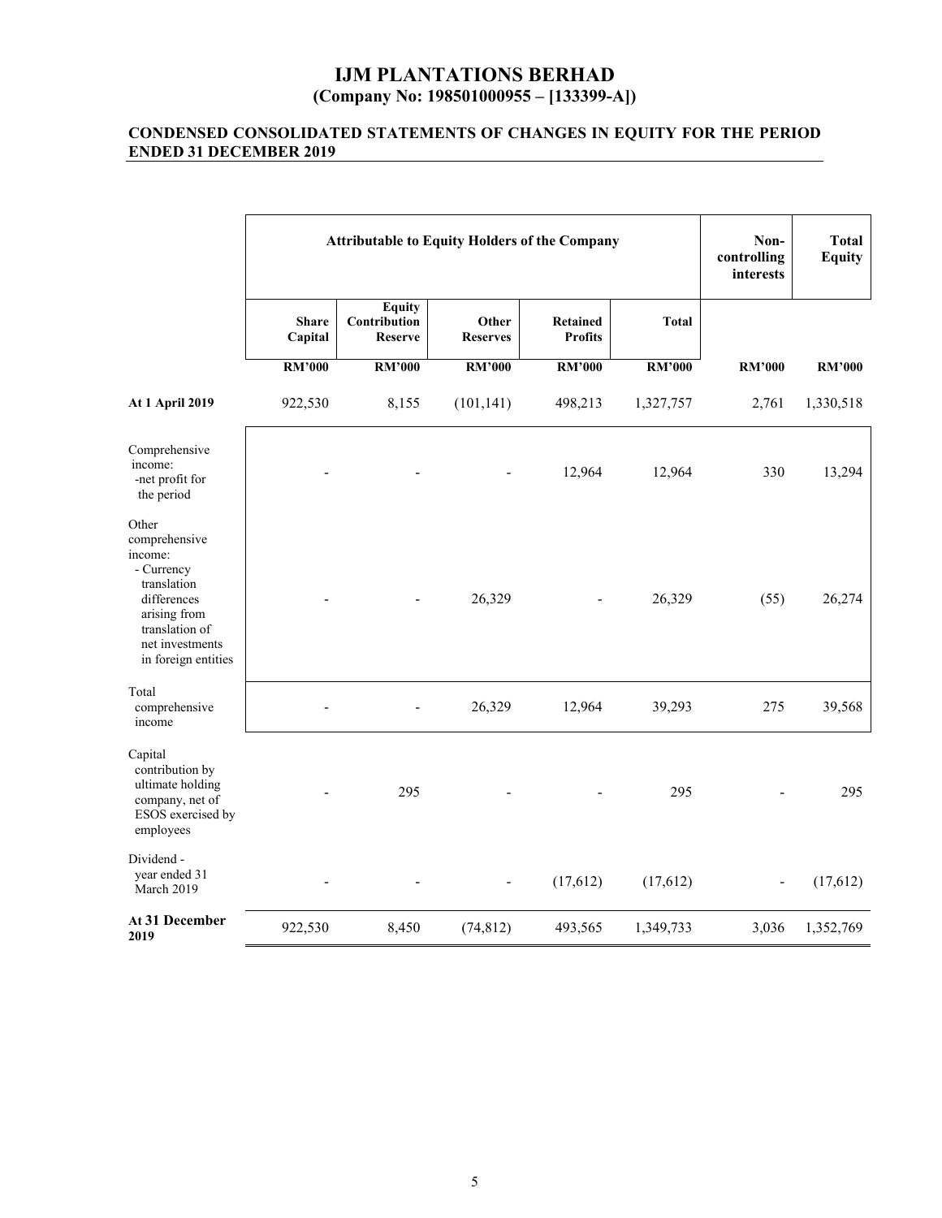# IJM PLANTATIONS BERHAD
## (Company No: 198501000955 – [133399-A])

### CONDENSED CONSOLIDATED STATEMENTS OF CHANGES IN EQUITY FOR THE PERIOD ENDED 31 DECEMBER 2019

| | Attributable to Equity Holders of the Company | | | | | Non-controlling interests | Total Equity |
|---|---|---|---|---|---|---|---|
| | Share Capital | Equity Contribution Reserve | Other Reserves | Retained Profits | Total | | |
| | RM'000 | RM'000 | RM'000 | RM'000 | RM'000 | RM'000 | RM'000 |
| **At 1 April 2019** | 922,530 | 8,155 | (101,141) | 498,213 | 1,327,757 | 2,761 | 1,330,518 |
| Comprehensive income: -net profit for the period | - | - | - | 12,964 | 12,964 | 330 | 13,294 |
| Other comprehensive income: - Currency translation differences arising from translation of net investments in foreign entities | - | - | 26,329 | - | 26,329 | (55) | 26,274 |
| Total comprehensive income | - | - | 26,329 | 12,964 | 39,293 | 275 | 39,568 |
| Capital contribution by ultimate holding company, net of ESOS exercised by employees | - | 295 | - | - | 295 | - | 295 |
| Dividend - year ended 31 March 2019 | - | - | - | (17,612) | (17,612) | - | (17,612) |
| **At 31 December 2019** | 922,530 | 8,450 | (74,812) | 493,565 | 1,349,733 | 3,036 | 1,352,769 |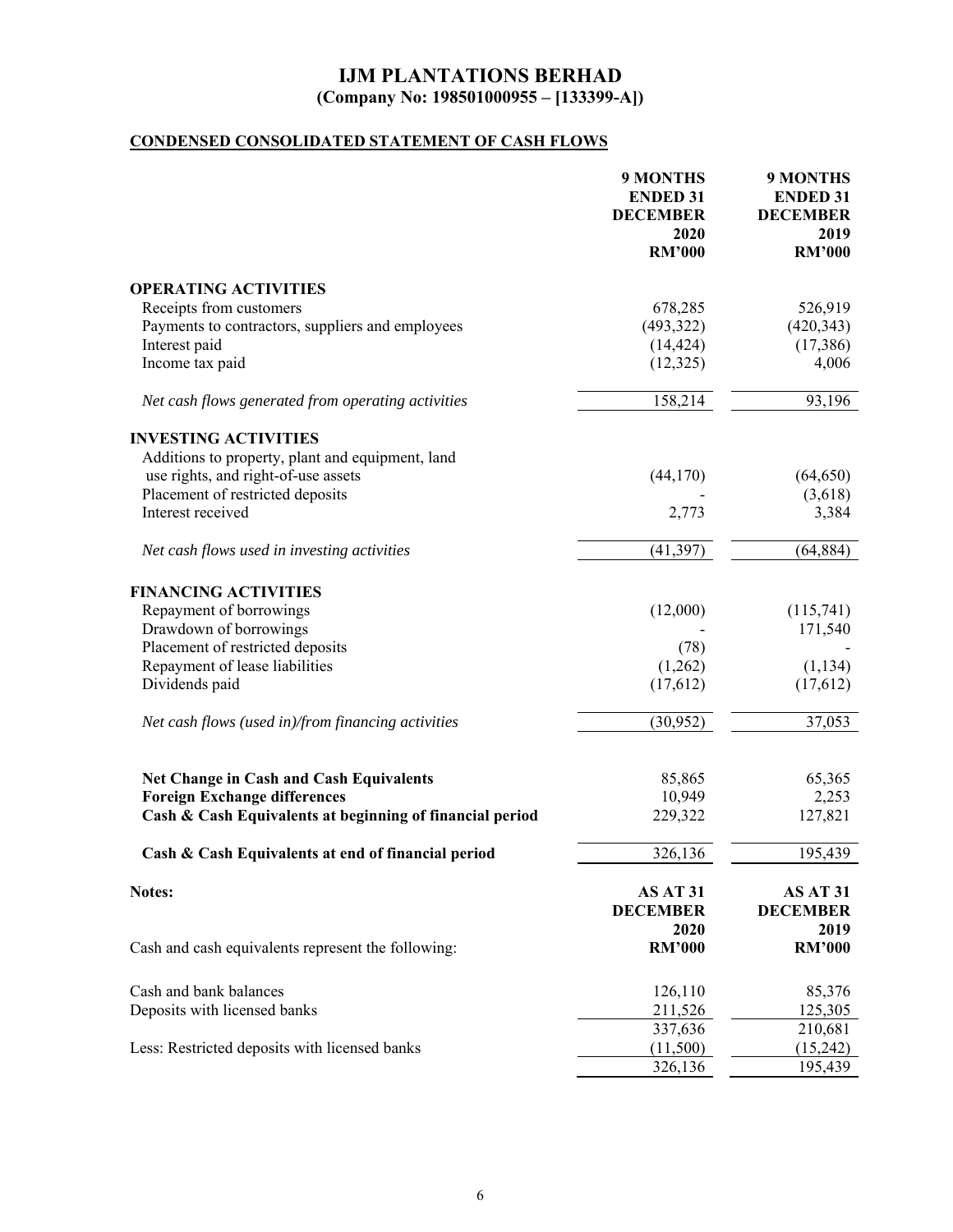# IJM PLANTATIONS BERHAD
## (Company No: 198501000955 – [133399-A])

## CONDENSED CONSOLIDATED STATEMENT OF CASH FLOWS

| | 9 MONTHS ENDED 31 DECEMBER 2020 RM'000 | 9 MONTHS ENDED 31 DECEMBER 2019 RM'000 |
|---|---|---|
| **OPERATING ACTIVITIES** | | |
| Receipts from customers | 678,285 | 526,919 |
| Payments to contractors, suppliers and employees | (493,322) | (420,343) |
| Interest paid | (14,424) | (17,386) |
| Income tax paid | (12,325) | 4,006 |
| *Net cash flows generated from operating activities* | 158,214 | 93,196 |
| **INVESTING ACTIVITIES** | | |
| Additions to property, plant and equipment, land use rights, and right-of-use assets | (44,170) | (64,650) |
| Placement of restricted deposits | - | (3,618) |
| Interest received | 2,773 | 3,384 |
| *Net cash flows used in investing activities* | (41,397) | (64,884) |
| **FINANCING ACTIVITIES** | | |
| Repayment of borrowings | (12,000) | (115,741) |
| Drawdown of borrowings | - | 171,540 |
| Placement of restricted deposits | (78) | - |
| Repayment of lease liabilities | (1,262) | (1,134) |
| Dividends paid | (17,612) | (17,612) |
| *Net cash flows (used in)/from financing activities* | (30,952) | 37,053 |
| **Net Change in Cash and Cash Equivalents** | 85,865 | 65,365 |
| **Foreign Exchange differences** | 10,949 | 2,253 |
| **Cash & Cash Equivalents at beginning of financial period** | 229,322 | 127,821 |
| **Cash & Cash Equivalents at end of financial period** | 326,136 | 195,439 |

**Notes:**

| Cash and cash equivalents represent the following: | AS AT 31 DECEMBER 2020 RM'000 | AS AT 31 DECEMBER 2019 RM'000 |
|---|---|---|
| Cash and bank balances | 126,110 | 85,376 |
| Deposits with licensed banks | 211,526 | 125,305 |
| | 337,636 | 210,681 |
| Less: Restricted deposits with licensed banks | (11,500) | (15,242) |
| | 326,136 | 195,439 |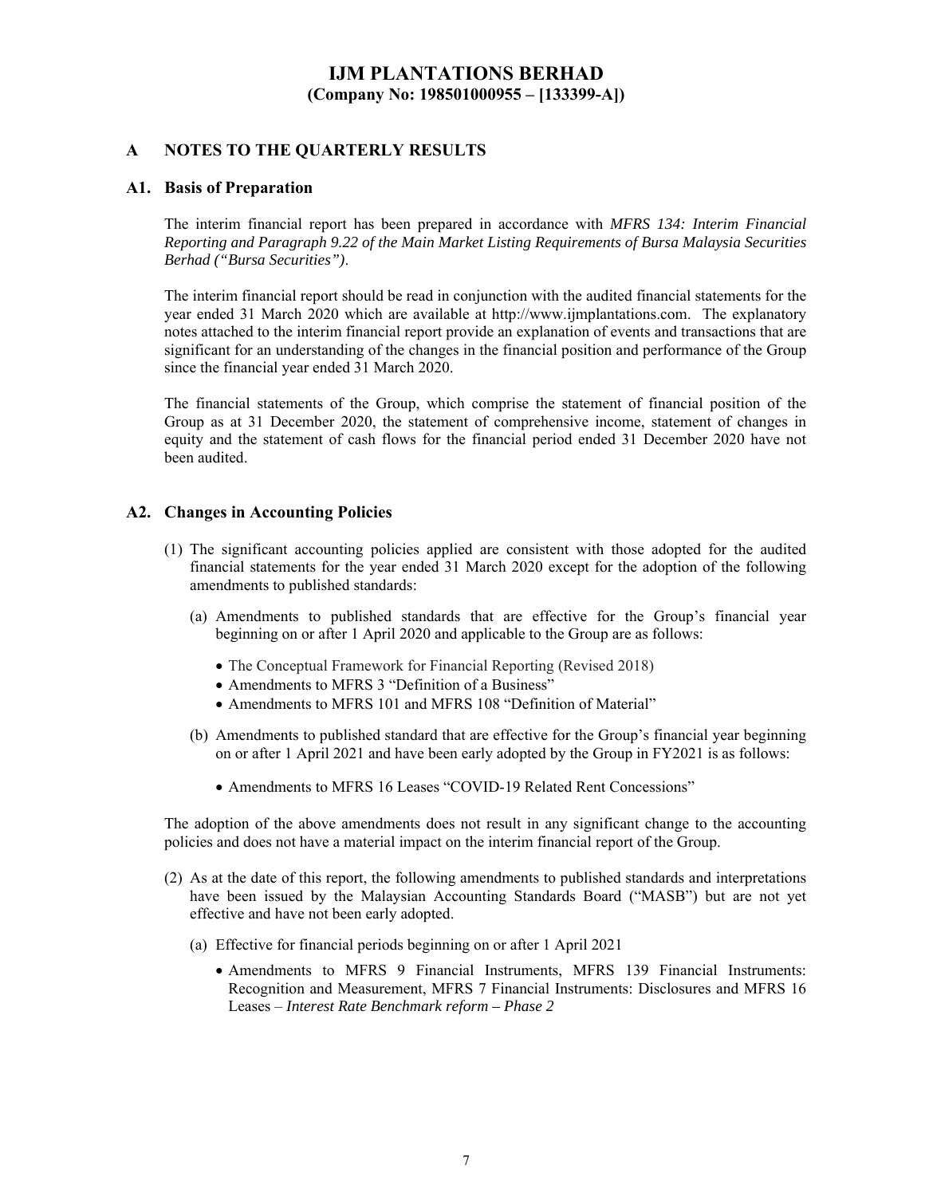# IJM PLANTATIONS BERHAD
**(Company No: 198501000955 – [133399-A])**

## A NOTES TO THE QUARTERLY RESULTS

### A1. Basis of Preparation

The interim financial report has been prepared in accordance with *MFRS 134: Interim Financial Reporting and Paragraph 9.22 of the Main Market Listing Requirements of Bursa Malaysia Securities Berhad ("Bursa Securities")*.

The interim financial report should be read in conjunction with the audited financial statements for the year ended 31 March 2020 which are available at http://www.ijmplantations.com. The explanatory notes attached to the interim financial report provide an explanation of events and transactions that are significant for an understanding of the changes in the financial position and performance of the Group since the financial year ended 31 March 2020.

The financial statements of the Group, which comprise the statement of financial position of the Group as at 31 December 2020, the statement of comprehensive income, statement of changes in equity and the statement of cash flows for the financial period ended 31 December 2020 have not been audited.

### A2. Changes in Accounting Policies

(1) The significant accounting policies applied are consistent with those adopted for the audited financial statements for the year ended 31 March 2020 except for the adoption of the following amendments to published standards:

(a) Amendments to published standards that are effective for the Group's financial year beginning on or after 1 April 2020 and applicable to the Group are as follows:

- The Conceptual Framework for Financial Reporting (Revised 2018)
- Amendments to MFRS 3 "Definition of a Business"
- Amendments to MFRS 101 and MFRS 108 "Definition of Material"

(b) Amendments to published standard that are effective for the Group's financial year beginning on or after 1 April 2021 and have been early adopted by the Group in FY2021 is as follows:

- Amendments to MFRS 16 Leases "COVID-19 Related Rent Concessions"

The adoption of the above amendments does not result in any significant change to the accounting policies and does not have a material impact on the interim financial report of the Group.

(2) As at the date of this report, the following amendments to published standards and interpretations have been issued by the Malaysian Accounting Standards Board ("MASB") but are not yet effective and have not been early adopted.

(a) Effective for financial periods beginning on or after 1 April 2021

- Amendments to MFRS 9 Financial Instruments, MFRS 139 Financial Instruments: Recognition and Measurement, MFRS 7 Financial Instruments: Disclosures and MFRS 16 Leases – *Interest Rate Benchmark reform – Phase 2*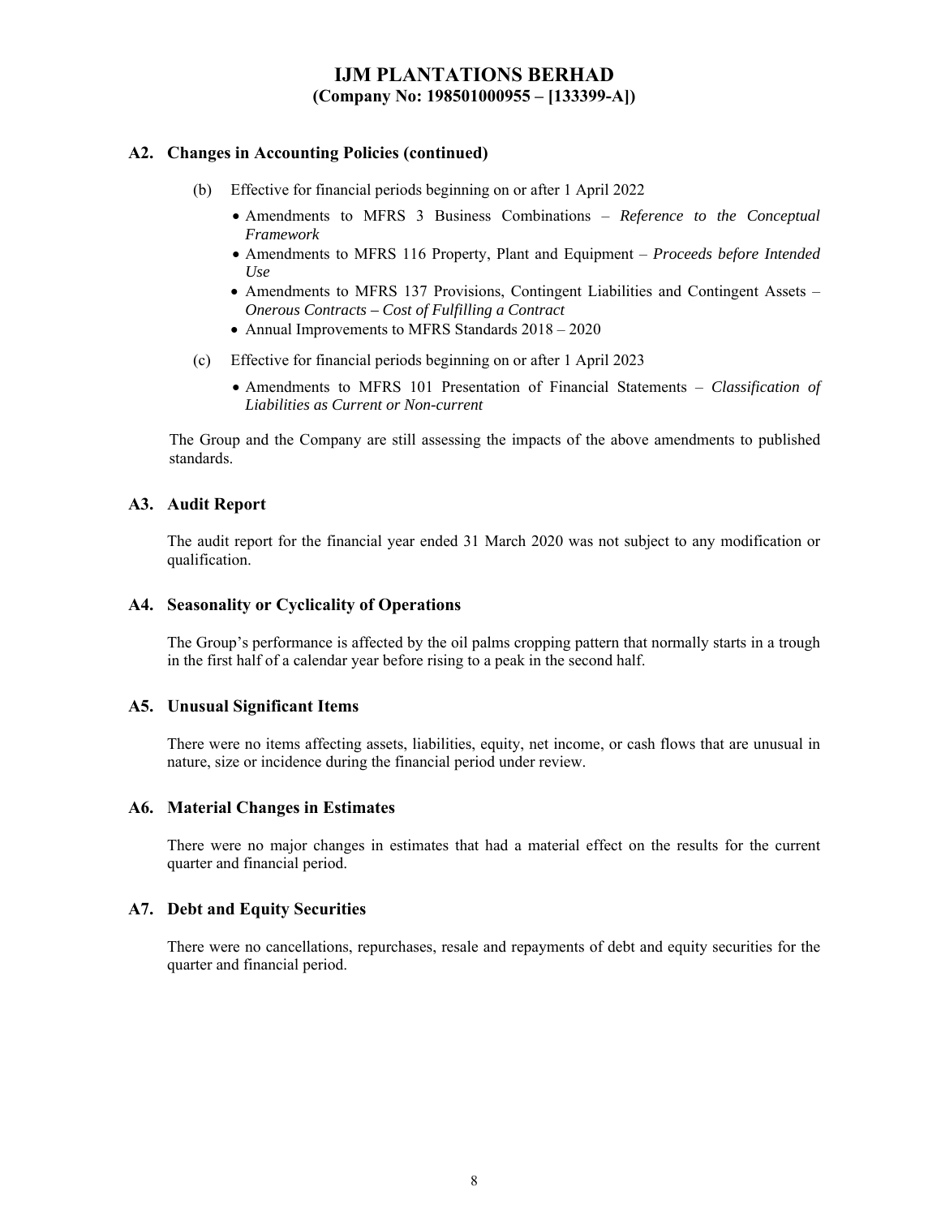## A2. Changes in Accounting Policies (continued)

(b) Effective for financial periods beginning on or after 1 April 2022

- Amendments to MFRS 3 Business Combinations – *Reference to the Conceptual Framework*
- Amendments to MFRS 116 Property, Plant and Equipment – *Proceeds before Intended Use*
- Amendments to MFRS 137 Provisions, Contingent Liabilities and Contingent Assets – *Onerous Contracts – Cost of Fulfilling a Contract*
- Annual Improvements to MFRS Standards 2018 – 2020

(c) Effective for financial periods beginning on or after 1 April 2023

- Amendments to MFRS 101 Presentation of Financial Statements – *Classification of Liabilities as Current or Non-current*

The Group and the Company are still assessing the impacts of the above amendments to published standards.

## A3. Audit Report

The audit report for the financial year ended 31 March 2020 was not subject to any modification or qualification.

## A4. Seasonality or Cyclicality of Operations

The Group's performance is affected by the oil palms cropping pattern that normally starts in a trough in the first half of a calendar year before rising to a peak in the second half.

## A5. Unusual Significant Items

There were no items affecting assets, liabilities, equity, net income, or cash flows that are unusual in nature, size or incidence during the financial period under review.

## A6. Material Changes in Estimates

There were no major changes in estimates that had a material effect on the results for the current quarter and financial period.

## A7. Debt and Equity Securities

There were no cancellations, repurchases, resale and repayments of debt and equity securities for the quarter and financial period.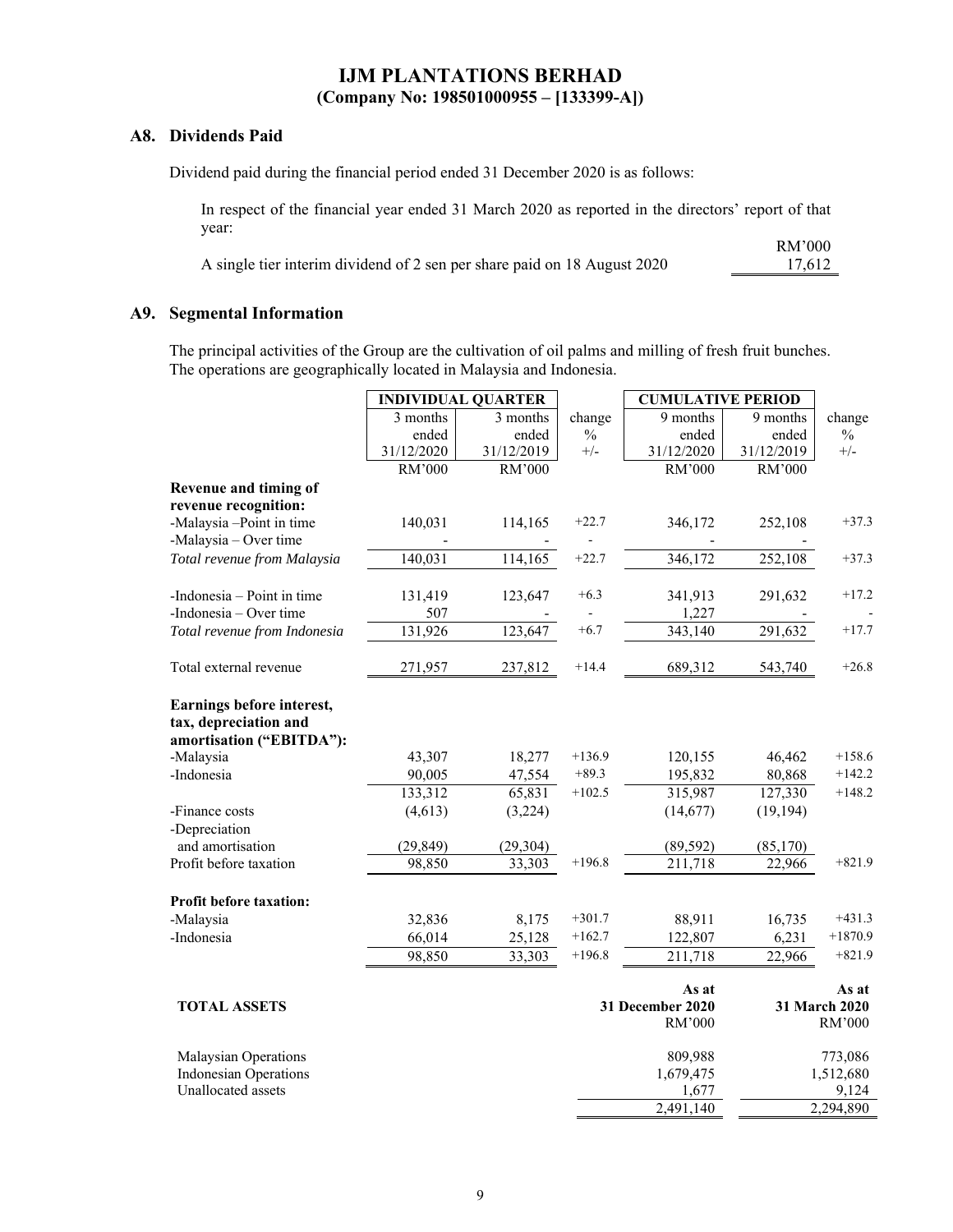# IJM PLANTATIONS BERHAD
**(Company No: 198501000955 – [133399-A])**

## A8. Dividends Paid

Dividend paid during the financial period ended 31 December 2020 is as follows:

In respect of the financial year ended 31 March 2020 as reported in the directors' report of that year:

| | RM'000 |
|---|---|
| A single tier interim dividend of 2 sen per share paid on 18 August 2020 | 17,612 |

## A9. Segmental Information

The principal activities of the Group are the cultivation of oil palms and milling of fresh fruit bunches. The operations are geographically located in Malaysia and Indonesia.

| | INDIVIDUAL QUARTER | | | CUMULATIVE PERIOD | | |
|---|---|---|---|---|---|---|
| | 3 months ended 31/12/2020 | 3 months ended 31/12/2019 | change % +/- | 9 months ended 31/12/2020 | 9 months ended 31/12/2019 | change % +/- |
| | RM'000 | RM'000 | | RM'000 | RM'000 | |
| **Revenue and timing of revenue recognition:** | | | | | | |
| -Malaysia –Point in time | 140,031 | 114,165 | +22.7 | 346,172 | 252,108 | +37.3 |
| -Malaysia – Over time | - | - | - | - | - | |
| *Total revenue from Malaysia* | 140,031 | 114,165 | +22.7 | 346,172 | 252,108 | +37.3 |
| -Indonesia – Point in time | 131,419 | 123,647 | +6.3 | 341,913 | 291,632 | +17.2 |
| -Indonesia – Over time | 507 | - | - | 1,227 | - | - |
| *Total revenue from Indonesia* | 131,926 | 123,647 | +6.7 | 343,140 | 291,632 | +17.7 |
| Total external revenue | 271,957 | 237,812 | +14.4 | 689,312 | 543,740 | +26.8 |
| **Earnings before interest, tax, depreciation and amortisation ("EBITDA"):** | | | | | | |
| -Malaysia | 43,307 | 18,277 | +136.9 | 120,155 | 46,462 | +158.6 |
| -Indonesia | 90,005 | 47,554 | +89.3 | 195,832 | 80,868 | +142.2 |
| | 133,312 | 65,831 | +102.5 | 315,987 | 127,330 | +148.2 |
| -Finance costs | (4,613) | (3,224) | | (14,677) | (19,194) | |
| -Depreciation and amortisation | (29,849) | (29,304) | | (89,592) | (85,170) | |
| Profit before taxation | 98,850 | 33,303 | +196.8 | 211,718 | 22,966 | +821.9 |
| **Profit before taxation:** | | | | | | |
| -Malaysia | 32,836 | 8,175 | +301.7 | 88,911 | 16,735 | +431.3 |
| -Indonesia | 66,014 | 25,128 | +162.7 | 122,807 | 6,231 | +1870.9 |
| | 98,850 | 33,303 | +196.8 | 211,718 | 22,966 | +821.9 |

| **TOTAL ASSETS** | **As at 31 December 2020** RM'000 | **As at 31 March 2020** RM'000 |
|---|---|---|
| Malaysian Operations | 809,988 | 773,086 |
| Indonesian Operations | 1,679,475 | 1,512,680 |
| Unallocated assets | 1,677 | 9,124 |
| | 2,491,140 | 2,294,890 |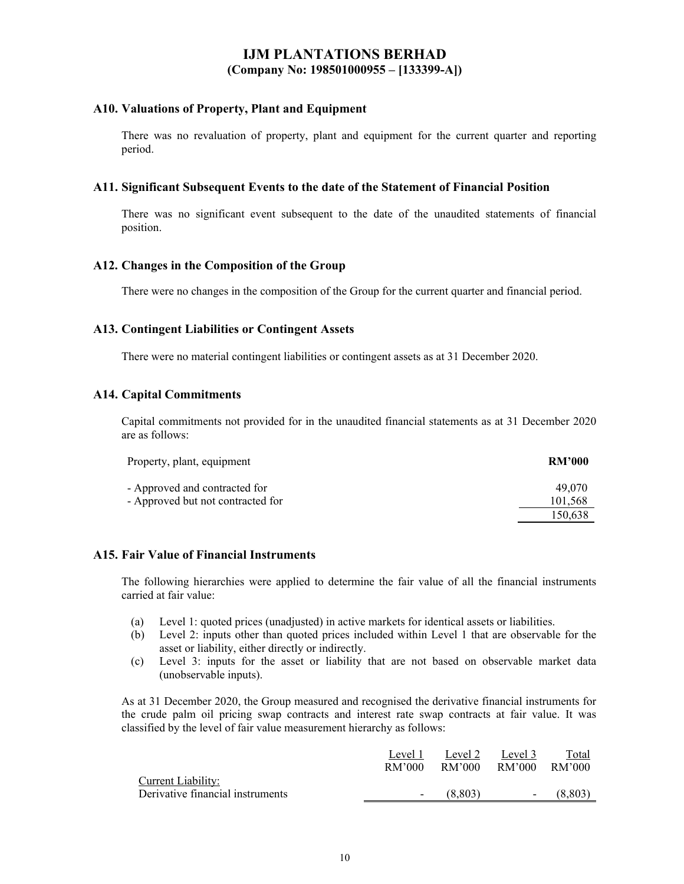# IJM PLANTATIONS BERHAD
**(Company No: 198501000955 – [133399-A])**

## A10. Valuations of Property, Plant and Equipment

There was no revaluation of property, plant and equipment for the current quarter and reporting period.

## A11. Significant Subsequent Events to the date of the Statement of Financial Position

There was no significant event subsequent to the date of the unaudited statements of financial position.

## A12. Changes in the Composition of the Group

There were no changes in the composition of the Group for the current quarter and financial period.

## A13. Contingent Liabilities or Contingent Assets

There were no material contingent liabilities or contingent assets as at 31 December 2020.

## A14. Capital Commitments

Capital commitments not provided for in the unaudited financial statements as at 31 December 2020 are as follows:

| Property, plant, equipment | **RM'000** |
|---|---|
| - Approved and contracted for | 49,070 |
| - Approved but not contracted for | 101,568 |
| | 150,638 |

## A15. Fair Value of Financial Instruments

The following hierarchies were applied to determine the fair value of all the financial instruments carried at fair value:

(a) Level 1: quoted prices (unadjusted) in active markets for identical assets or liabilities.
(b) Level 2: inputs other than quoted prices included within Level 1 that are observable for the asset or liability, either directly or indirectly.
(c) Level 3: inputs for the asset or liability that are not based on observable market data (unobservable inputs).

As at 31 December 2020, the Group measured and recognised the derivative financial instruments for the crude palm oil pricing swap contracts and interest rate swap contracts at fair value. It was classified by the level of fair value measurement hierarchy as follows:

| | Level 1<br>RM'000 | Level 2<br>RM'000 | Level 3<br>RM'000 | Total<br>RM'000 |
|---|---|---|---|---|
| Current Liability: | | | | |
| Derivative financial instruments | - | (8,803) | - | (8,803) |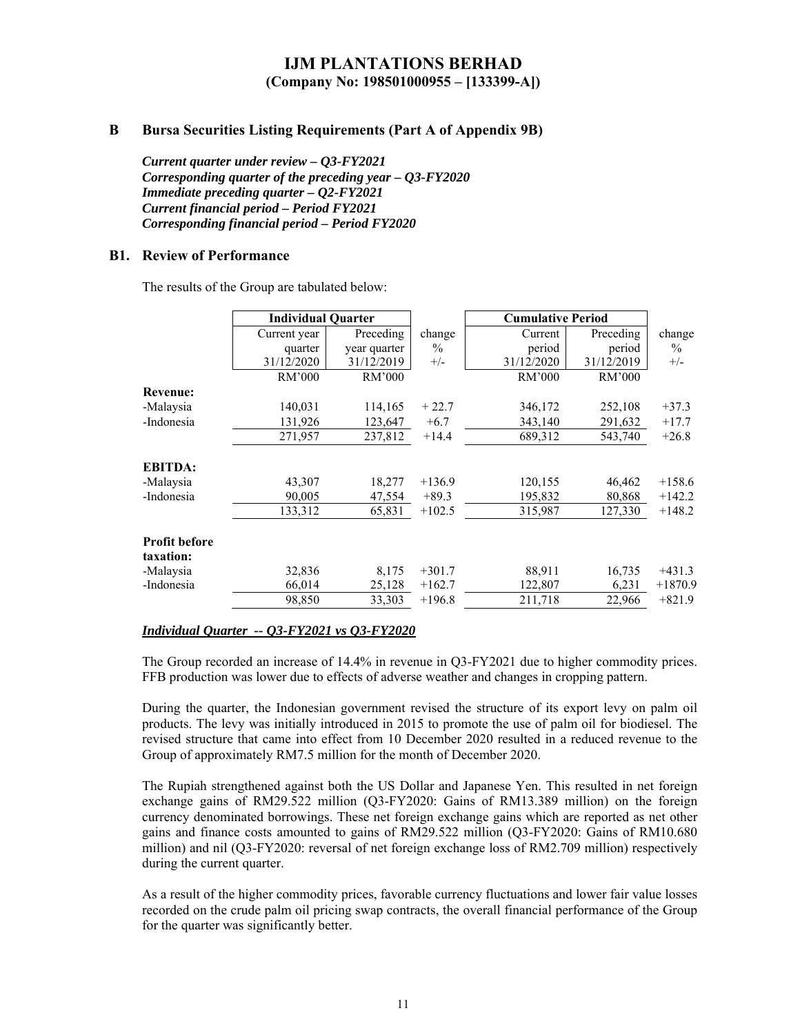# IJM PLANTATIONS BERHAD
**(Company No: 198501000955 – [133399-A])**

## B Bursa Securities Listing Requirements (Part A of Appendix 9B)

***Current quarter under review – Q3-FY2021***
***Corresponding quarter of the preceding year – Q3-FY2020***
***Immediate preceding quarter – Q2-FY2021***
***Current financial period – Period FY2021***
***Corresponding financial period – Period FY2020***

### B1. Review of Performance

The results of the Group are tabulated below:

| | **Individual Quarter** | | | **Cumulative Period** | | |
|---|---|---|---|---|---|---|
| | Current year quarter 31/12/2020 | Preceding year quarter 31/12/2019 | change % +/- | Current period 31/12/2020 | Preceding period 31/12/2019 | change % +/- |
| | RM'000 | RM'000 | | RM'000 | RM'000 | |
| **Revenue:** | | | | | | |
| -Malaysia | 140,031 | 114,165 | + 22.7 | 346,172 | 252,108 | +37.3 |
| -Indonesia | 131,926 | 123,647 | +6.7 | 343,140 | 291,632 | +17.7 |
| | 271,957 | 237,812 | +14.4 | 689,312 | 543,740 | +26.8 |
| **EBITDA:** | | | | | | |
| -Malaysia | 43,307 | 18,277 | +136.9 | 120,155 | 46,462 | +158.6 |
| -Indonesia | 90,005 | 47,554 | +89.3 | 195,832 | 80,868 | +142.2 |
| | 133,312 | 65,831 | +102.5 | 315,987 | 127,330 | +148.2 |
| **Profit before taxation:** | | | | | | |
| -Malaysia | 32,836 | 8,175 | +301.7 | 88,911 | 16,735 | +431.3 |
| -Indonesia | 66,014 | 25,128 | +162.7 | 122,807 | 6,231 | +1870.9 |
| | 98,850 | 33,303 | +196.8 | 211,718 | 22,966 | +821.9 |

***Individual Quarter -- Q3-FY2021 vs Q3-FY2020***

The Group recorded an increase of 14.4% in revenue in Q3-FY2021 due to higher commodity prices. FFB production was lower due to effects of adverse weather and changes in cropping pattern.

During the quarter, the Indonesian government revised the structure of its export levy on palm oil products. The levy was initially introduced in 2015 to promote the use of palm oil for biodiesel. The revised structure that came into effect from 10 December 2020 resulted in a reduced revenue to the Group of approximately RM7.5 million for the month of December 2020.

The Rupiah strengthened against both the US Dollar and Japanese Yen. This resulted in net foreign exchange gains of RM29.522 million (Q3-FY2020: Gains of RM13.389 million) on the foreign currency denominated borrowings. These net foreign exchange gains which are reported as net other gains and finance costs amounted to gains of RM29.522 million (Q3-FY2020: Gains of RM10.680 million) and nil (Q3-FY2020: reversal of net foreign exchange loss of RM2.709 million) respectively during the current quarter.

As a result of the higher commodity prices, favorable currency fluctuations and lower fair value losses recorded on the crude palm oil pricing swap contracts, the overall financial performance of the Group for the quarter was significantly better.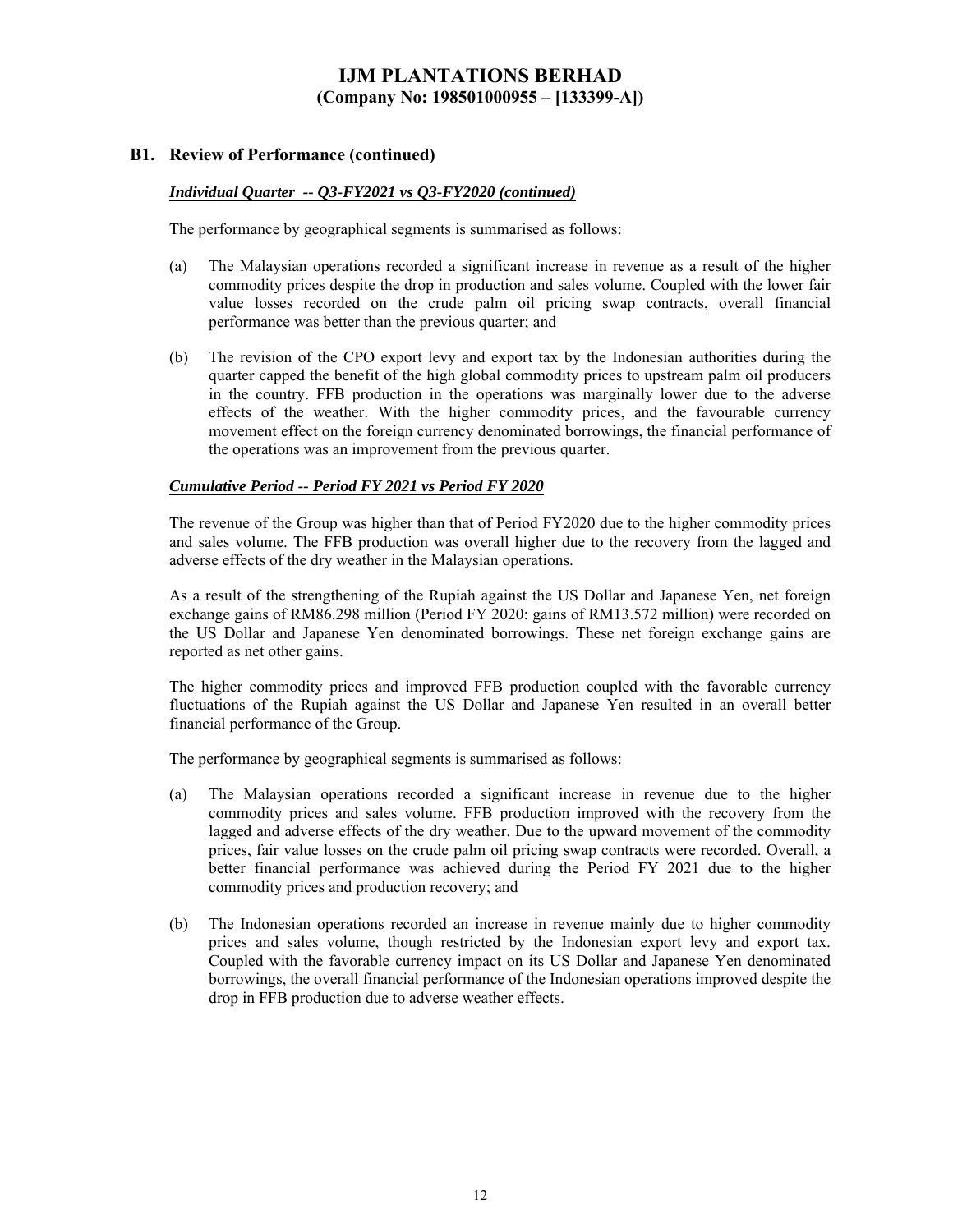## B1. Review of Performance (continued)

***Individual Quarter -- Q3-FY2021 vs Q3-FY2020 (continued)***

The performance by geographical segments is summarised as follows:

(a) The Malaysian operations recorded a significant increase in revenue as a result of the higher commodity prices despite the drop in production and sales volume. Coupled with the lower fair value losses recorded on the crude palm oil pricing swap contracts, overall financial performance was better than the previous quarter; and

(b) The revision of the CPO export levy and export tax by the Indonesian authorities during the quarter capped the benefit of the high global commodity prices to upstream palm oil producers in the country. FFB production in the operations was marginally lower due to the adverse effects of the weather. With the higher commodity prices, and the favourable currency movement effect on the foreign currency denominated borrowings, the financial performance of the operations was an improvement from the previous quarter.

***Cumulative Period -- Period FY 2021 vs Period FY 2020***

The revenue of the Group was higher than that of Period FY2020 due to the higher commodity prices and sales volume. The FFB production was overall higher due to the recovery from the lagged and adverse effects of the dry weather in the Malaysian operations.

As a result of the strengthening of the Rupiah against the US Dollar and Japanese Yen, net foreign exchange gains of RM86.298 million (Period FY 2020: gains of RM13.572 million) were recorded on the US Dollar and Japanese Yen denominated borrowings. These net foreign exchange gains are reported as net other gains.

The higher commodity prices and improved FFB production coupled with the favorable currency fluctuations of the Rupiah against the US Dollar and Japanese Yen resulted in an overall better financial performance of the Group.

The performance by geographical segments is summarised as follows:

(a) The Malaysian operations recorded a significant increase in revenue due to the higher commodity prices and sales volume. FFB production improved with the recovery from the lagged and adverse effects of the dry weather. Due to the upward movement of the commodity prices, fair value losses on the crude palm oil pricing swap contracts were recorded. Overall, a better financial performance was achieved during the Period FY 2021 due to the higher commodity prices and production recovery; and

(b) The Indonesian operations recorded an increase in revenue mainly due to higher commodity prices and sales volume, though restricted by the Indonesian export levy and export tax. Coupled with the favorable currency impact on its US Dollar and Japanese Yen denominated borrowings, the overall financial performance of the Indonesian operations improved despite the drop in FFB production due to adverse weather effects.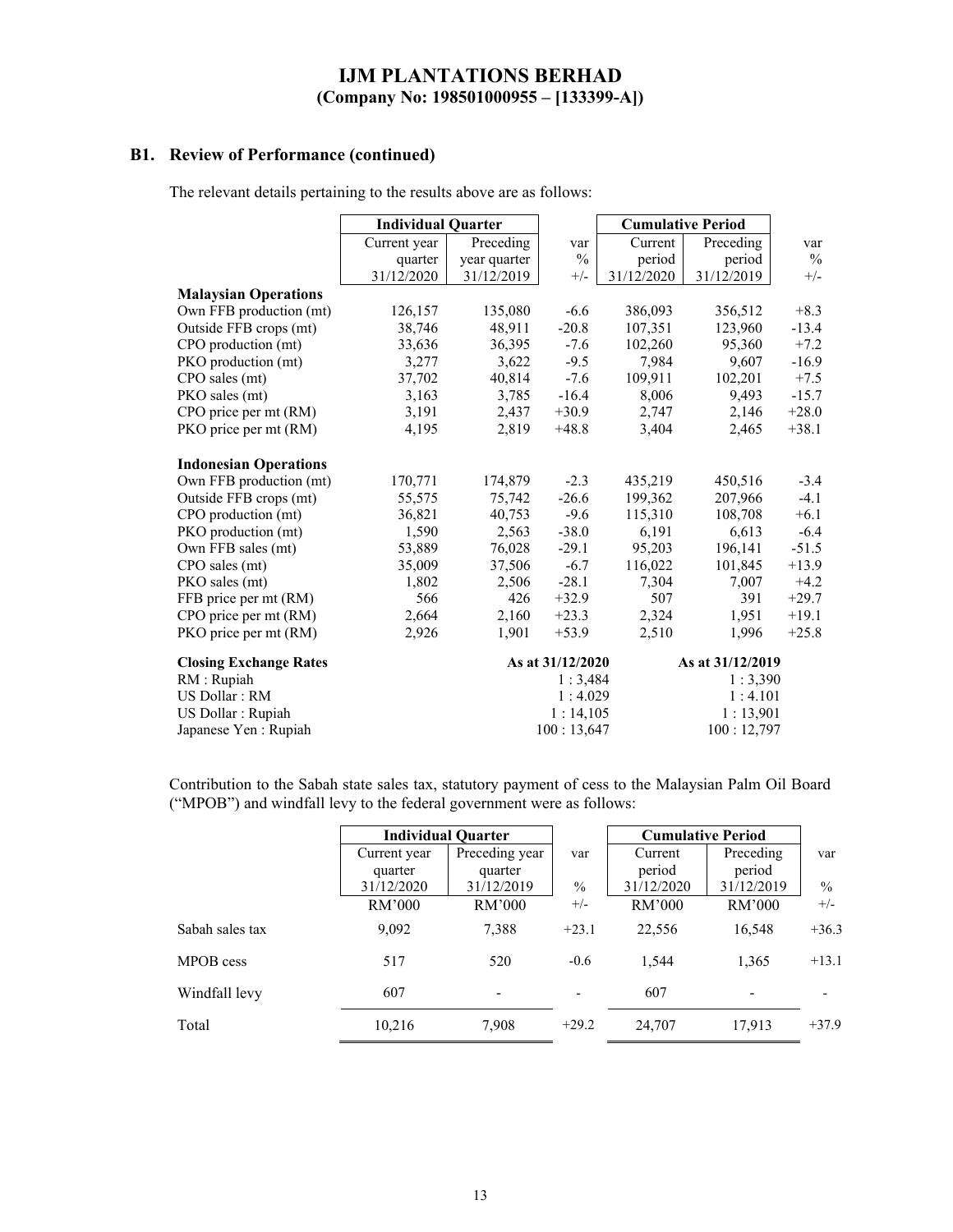## B1. Review of Performance (continued)

The relevant details pertaining to the results above are as follows:

| | Individual Quarter | | | Cumulative Period | | |
|---|---|---|---|---|---|---|
| | Current year quarter 31/12/2020 | Preceding year quarter 31/12/2019 | var % +/- | Current period 31/12/2020 | Preceding period 31/12/2019 | var % +/- |
| **Malaysian Operations** | | | | | | |
| Own FFB production (mt) | 126,157 | 135,080 | -6.6 | 386,093 | 356,512 | +8.3 |
| Outside FFB crops (mt) | 38,746 | 48,911 | -20.8 | 107,351 | 123,960 | -13.4 |
| CPO production (mt) | 33,636 | 36,395 | -7.6 | 102,260 | 95,360 | +7.2 |
| PKO production (mt) | 3,277 | 3,622 | -9.5 | 7,984 | 9,607 | -16.9 |
| CPO sales (mt) | 37,702 | 40,814 | -7.6 | 109,911 | 102,201 | +7.5 |
| PKO sales (mt) | 3,163 | 3,785 | -16.4 | 8,006 | 9,493 | -15.7 |
| CPO price per mt (RM) | 3,191 | 2,437 | +30.9 | 2,747 | 2,146 | +28.0 |
| PKO price per mt (RM) | 4,195 | 2,819 | +48.8 | 3,404 | 2,465 | +38.1 |
| **Indonesian Operations** | | | | | | |
| Own FFB production (mt) | 170,771 | 174,879 | -2.3 | 435,219 | 450,516 | -3.4 |
| Outside FFB crops (mt) | 55,575 | 75,742 | -26.6 | 199,362 | 207,966 | -4.1 |
| CPO production (mt) | 36,821 | 40,753 | -9.6 | 115,310 | 108,708 | +6.1 |
| PKO production (mt) | 1,590 | 2,563 | -38.0 | 6,191 | 6,613 | -6.4 |
| Own FFB sales (mt) | 53,889 | 76,028 | -29.1 | 95,203 | 196,141 | -51.5 |
| CPO sales (mt) | 35,009 | 37,506 | -6.7 | 116,022 | 101,845 | +13.9 |
| PKO sales (mt) | 1,802 | 2,506 | -28.1 | 7,304 | 7,007 | +4.2 |
| FFB price per mt (RM) | 566 | 426 | +32.9 | 507 | 391 | +29.7 |
| CPO price per mt (RM) | 2,664 | 2,160 | +23.3 | 2,324 | 1,951 | +19.1 |
| PKO price per mt (RM) | 2,926 | 1,901 | +53.9 | 2,510 | 1,996 | +25.8 |

| **Closing Exchange Rates** | As at 31/12/2020 | As at 31/12/2019 |
|---|---|---|
| RM : Rupiah | 1 : 3,484 | 1 : 3,390 |
| US Dollar : RM | 1 : 4.029 | 1 : 4.101 |
| US Dollar : Rupiah | 1 : 14,105 | 1 : 13,901 |
| Japanese Yen : Rupiah | 100 : 13,647 | 100 : 12,797 |

Contribution to the Sabah state sales tax, statutory payment of cess to the Malaysian Palm Oil Board ("MPOB") and windfall levy to the federal government were as follows:

| | Individual Quarter | | | Cumulative Period | | |
|---|---|---|---|---|---|---|
| | Current year quarter 31/12/2020 | Preceding year quarter 31/12/2019 | var | Current period 31/12/2020 | Preceding period 31/12/2019 | var |
| | RM'000 | RM'000 | % +/- | RM'000 | RM'000 | % +/- |
| Sabah sales tax | 9,092 | 7,388 | +23.1 | 22,556 | 16,548 | +36.3 |
| MPOB cess | 517 | 520 | -0.6 | 1,544 | 1,365 | +13.1 |
| Windfall levy | 607 | - | - | 607 | - | - |
| Total | 10,216 | 7,908 | +29.2 | 24,707 | 17,913 | +37.9 |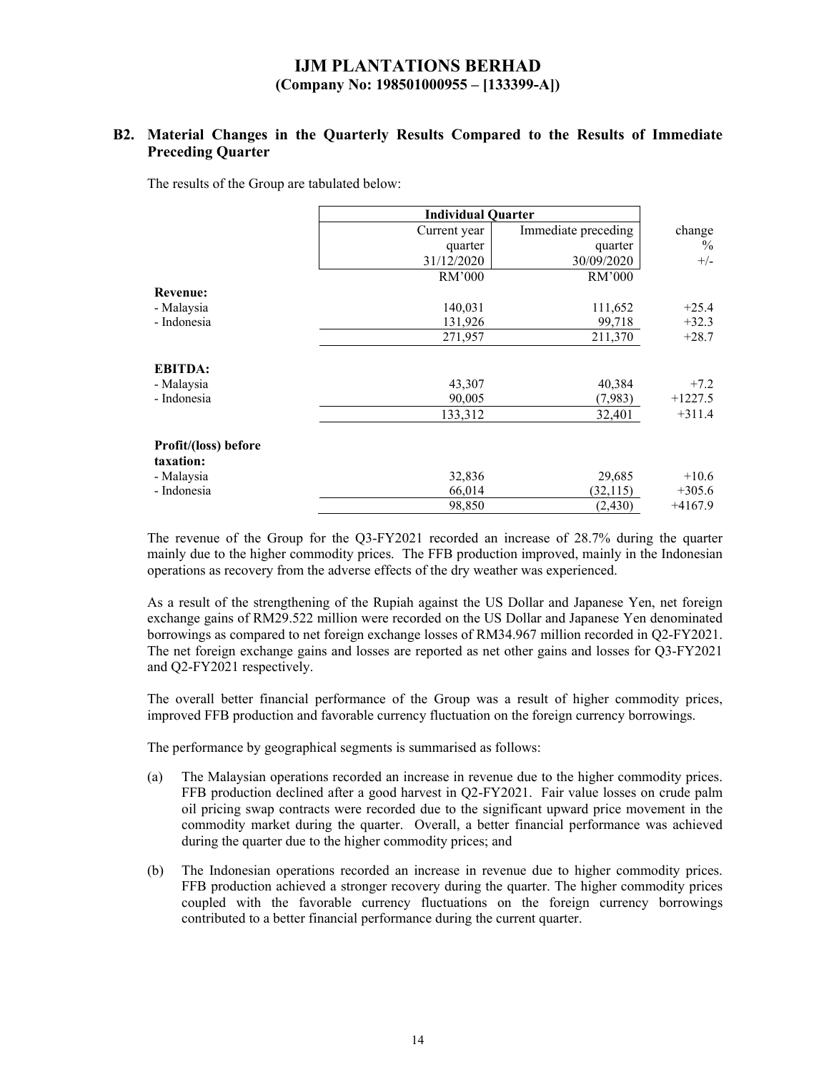# IJM PLANTATIONS BERHAD
**(Company No: 198501000955 – [133399-A])**

## B2. Material Changes in the Quarterly Results Compared to the Results of Immediate Preceding Quarter

The results of the Group are tabulated below:

| | Individual Quarter | | |
|---|---|---|---|
| | Current year quarter 31/12/2020 | Immediate preceding quarter 30/09/2020 | change % +/- |
| | RM'000 | RM'000 | |
| **Revenue:** | | | |
| - Malaysia | 140,031 | 111,652 | +25.4 |
| - Indonesia | 131,926 | 99,718 | +32.3 |
| | 271,957 | 211,370 | +28.7 |
| **EBITDA:** | | | |
| - Malaysia | 43,307 | 40,384 | +7.2 |
| - Indonesia | 90,005 | (7,983) | +1227.5 |
| | 133,312 | 32,401 | +311.4 |
| **Profit/(loss) before taxation:** | | | |
| - Malaysia | 32,836 | 29,685 | +10.6 |
| - Indonesia | 66,014 | (32,115) | +305.6 |
| | 98,850 | (2,430) | +4167.9 |

The revenue of the Group for the Q3-FY2021 recorded an increase of 28.7% during the quarter mainly due to the higher commodity prices. The FFB production improved, mainly in the Indonesian operations as recovery from the adverse effects of the dry weather was experienced.

As a result of the strengthening of the Rupiah against the US Dollar and Japanese Yen, net foreign exchange gains of RM29.522 million were recorded on the US Dollar and Japanese Yen denominated borrowings as compared to net foreign exchange losses of RM34.967 million recorded in Q2-FY2021. The net foreign exchange gains and losses are reported as net other gains and losses for Q3-FY2021 and Q2-FY2021 respectively.

The overall better financial performance of the Group was a result of higher commodity prices, improved FFB production and favorable currency fluctuation on the foreign currency borrowings.

The performance by geographical segments is summarised as follows:

(a) The Malaysian operations recorded an increase in revenue due to the higher commodity prices. FFB production declined after a good harvest in Q2-FY2021. Fair value losses on crude palm oil pricing swap contracts were recorded due to the significant upward price movement in the commodity market during the quarter. Overall, a better financial performance was achieved during the quarter due to the higher commodity prices; and

(b) The Indonesian operations recorded an increase in revenue due to higher commodity prices. FFB production achieved a stronger recovery during the quarter. The higher commodity prices coupled with the favorable currency fluctuations on the foreign currency borrowings contributed to a better financial performance during the current quarter.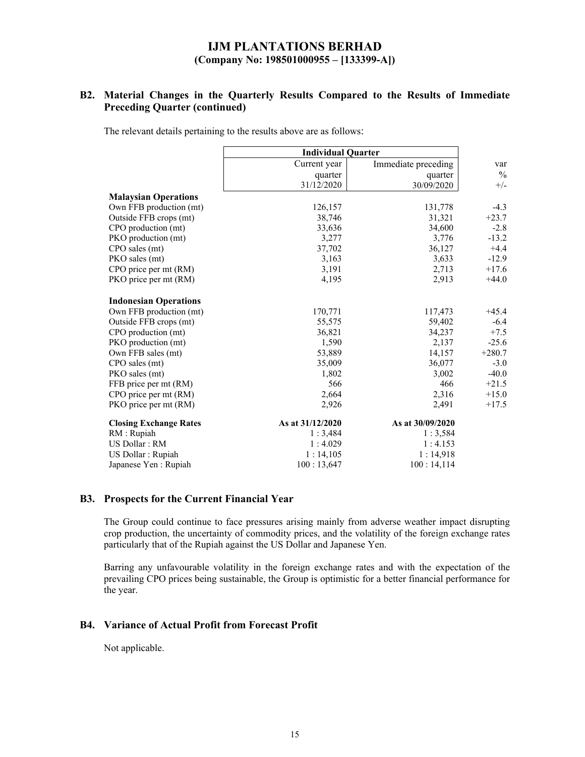# IJM PLANTATIONS BERHAD
**(Company No: 198501000955 – [133399-A])**

## B2. Material Changes in the Quarterly Results Compared to the Results of Immediate Preceding Quarter (continued)

The relevant details pertaining to the results above are as follows:

| | Individual Quarter | | |
|---|---|---|---|
| | Current year quarter 31/12/2020 | Immediate preceding quarter 30/09/2020 | var % +/- |
| **Malaysian Operations** | | | |
| Own FFB production (mt) | 126,157 | 131,778 | -4.3 |
| Outside FFB crops (mt) | 38,746 | 31,321 | +23.7 |
| CPO production (mt) | 33,636 | 34,600 | -2.8 |
| PKO production (mt) | 3,277 | 3,776 | -13.2 |
| CPO sales (mt) | 37,702 | 36,127 | +4.4 |
| PKO sales (mt) | 3,163 | 3,633 | -12.9 |
| CPO price per mt (RM) | 3,191 | 2,713 | +17.6 |
| PKO price per mt (RM) | 4,195 | 2,913 | +44.0 |
| **Indonesian Operations** | | | |
| Own FFB production (mt) | 170,771 | 117,473 | +45.4 |
| Outside FFB crops (mt) | 55,575 | 59,402 | -6.4 |
| CPO production (mt) | 36,821 | 34,237 | +7.5 |
| PKO production (mt) | 1,590 | 2,137 | -25.6 |
| Own FFB sales (mt) | 53,889 | 14,157 | +280.7 |
| CPO sales (mt) | 35,009 | 36,077 | -3.0 |
| PKO sales (mt) | 1,802 | 3,002 | -40.0 |
| FFB price per mt (RM) | 566 | 466 | +21.5 |
| CPO price per mt (RM) | 2,664 | 2,316 | +15.0 |
| PKO price per mt (RM) | 2,926 | 2,491 | +17.5 |
| **Closing Exchange Rates** | **As at 31/12/2020** | **As at 30/09/2020** | |
| RM : Rupiah | 1 : 3,484 | 1 : 3,584 | |
| US Dollar : RM | 1 : 4.029 | 1 : 4.153 | |
| US Dollar : Rupiah | 1 : 14,105 | 1 : 14,918 | |
| Japanese Yen : Rupiah | 100 : 13,647 | 100 : 14,114 | |

## B3. Prospects for the Current Financial Year

The Group could continue to face pressures arising mainly from adverse weather impact disrupting crop production, the uncertainty of commodity prices, and the volatility of the foreign exchange rates particularly that of the Rupiah against the US Dollar and Japanese Yen.

Barring any unfavourable volatility in the foreign exchange rates and with the expectation of the prevailing CPO prices being sustainable, the Group is optimistic for a better financial performance for the year.

## B4. Variance of Actual Profit from Forecast Profit

Not applicable.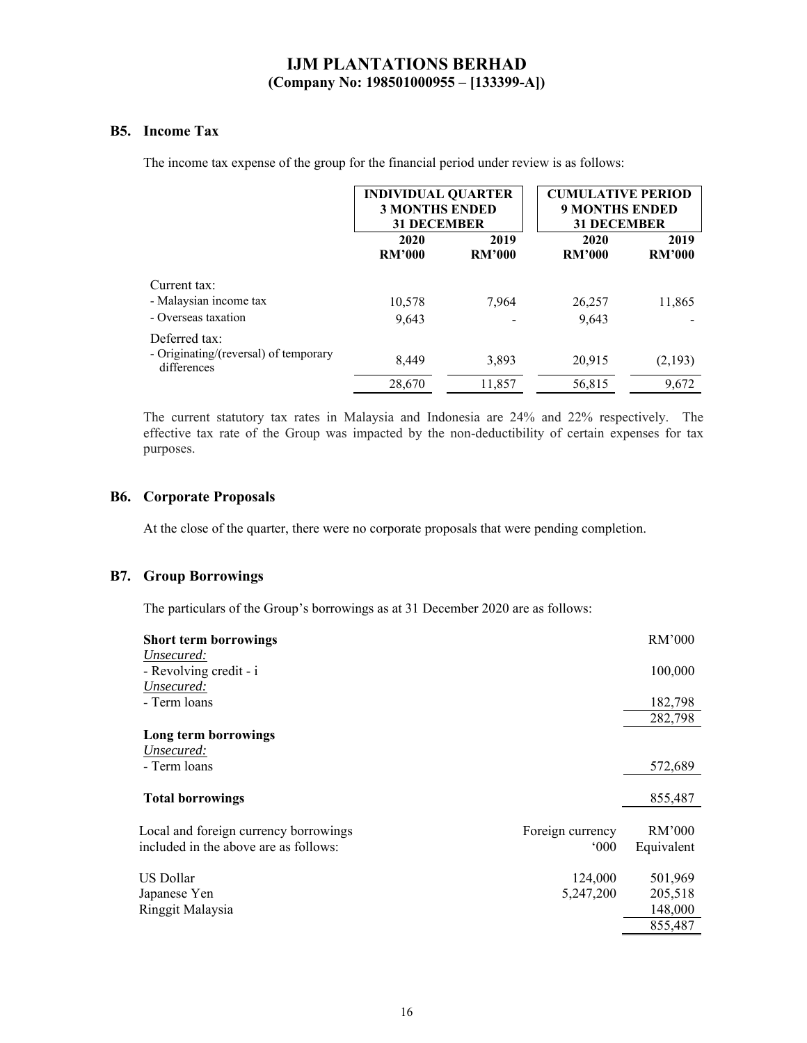**IJM PLANTATIONS BERHAD**
**(Company No: 198501000955 – [133399-A])**

## B5. Income Tax

The income tax expense of the group for the financial period under review is as follows:

| | INDIVIDUAL QUARTER 3 MONTHS ENDED 31 DECEMBER | | CUMULATIVE PERIOD 9 MONTHS ENDED 31 DECEMBER | |
|---|---|---|---|---|
| | 2020 RM'000 | 2019 RM'000 | 2020 RM'000 | 2019 RM'000 |
| Current tax: | | | | |
| - Malaysian income tax | 10,578 | 7,964 | 26,257 | 11,865 |
| - Overseas taxation | 9,643 | - | 9,643 | - |
| Deferred tax: | | | | |
| - Originating/(reversal) of temporary differences | 8,449 | 3,893 | 20,915 | (2,193) |
| | 28,670 | 11,857 | 56,815 | 9,672 |

The current statutory tax rates in Malaysia and Indonesia are 24% and 22% respectively. The effective tax rate of the Group was impacted by the non-deductibility of certain expenses for tax purposes.

## B6. Corporate Proposals

At the close of the quarter, there were no corporate proposals that were pending completion.

## B7. Group Borrowings

The particulars of the Group's borrowings as at 31 December 2020 are as follows:

| | RM'000 |
|---|---|
| **Short term borrowings** | |
| *Unsecured:* | |
| - Revolving credit - i | 100,000 |
| *Unsecured:* | |
| - Term loans | 182,798 |
| | 282,798 |
| **Long term borrowings** | |
| *Unsecured:* | |
| - Term loans | 572,689 |
| **Total borrowings** | 855,487 |

| Local and foreign currency borrowings included in the above are as follows: | Foreign currency '000 | RM'000 Equivalent |
|---|---|---|
| US Dollar | 124,000 | 501,969 |
| Japanese Yen | 5,247,200 | 205,518 |
| Ringgit Malaysia | | 148,000 |
| | | 855,487 |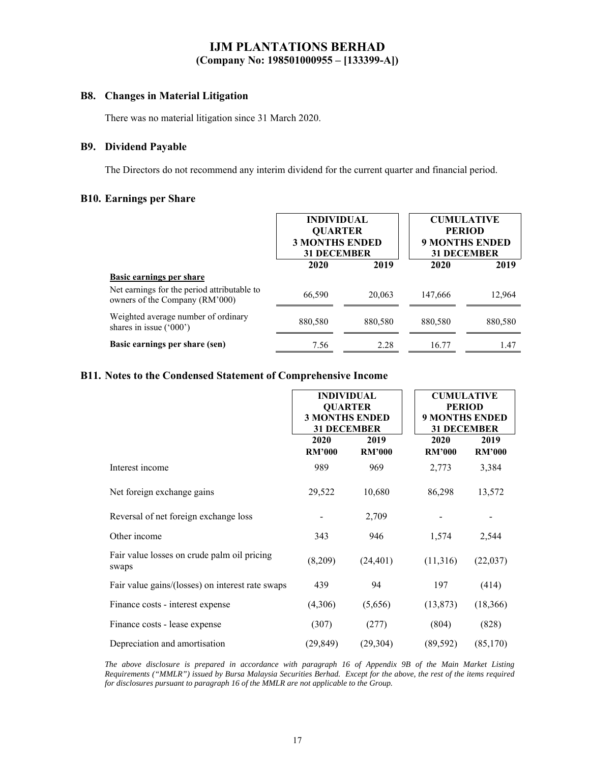# IJM PLANTATIONS BERHAD
## (Company No: 198501000955 – [133399-A])

### B8. Changes in Material Litigation

There was no material litigation since 31 March 2020.

### B9. Dividend Payable

The Directors do not recommend any interim dividend for the current quarter and financial period.

### B10. Earnings per Share

| | INDIVIDUAL QUARTER 3 MONTHS ENDED 31 DECEMBER | | CUMULATIVE PERIOD 9 MONTHS ENDED 31 DECEMBER | |
|---|---|---|---|---|
| | 2020 | 2019 | 2020 | 2019 |
| **Basic earnings per share** | | | | |
| Net earnings for the period attributable to owners of the Company (RM'000) | 66,590 | 20,063 | 147,666 | 12,964 |
| Weighted average number of ordinary shares in issue ('000') | 880,580 | 880,580 | 880,580 | 880,580 |
| **Basic earnings per share (sen)** | 7.56 | 2.28 | 16.77 | 1.47 |

### B11. Notes to the Condensed Statement of Comprehensive Income

| | INDIVIDUAL QUARTER 3 MONTHS ENDED 31 DECEMBER | | CUMULATIVE PERIOD 9 MONTHS ENDED 31 DECEMBER | |
|---|---|---|---|---|
| | 2020 RM'000 | 2019 RM'000 | 2020 RM'000 | 2019 RM'000 |
| Interest income | 989 | 969 | 2,773 | 3,384 |
| Net foreign exchange gains | 29,522 | 10,680 | 86,298 | 13,572 |
| Reversal of net foreign exchange loss | - | 2,709 | - | - |
| Other income | 343 | 946 | 1,574 | 2,544 |
| Fair value losses on crude palm oil pricing swaps | (8,209) | (24,401) | (11,316) | (22,037) |
| Fair value gains/(losses) on interest rate swaps | 439 | 94 | 197 | (414) |
| Finance costs - interest expense | (4,306) | (5,656) | (13,873) | (18,366) |
| Finance costs - lease expense | (307) | (277) | (804) | (828) |
| Depreciation and amortisation | (29,849) | (29,304) | (89,592) | (85,170) |

*The above disclosure is prepared in accordance with paragraph 16 of Appendix 9B of the Main Market Listing Requirements ("MMLR") issued by Bursa Malaysia Securities Berhad. Except for the above, the rest of the items required for disclosures pursuant to paragraph 16 of the MMLR are not applicable to the Group.*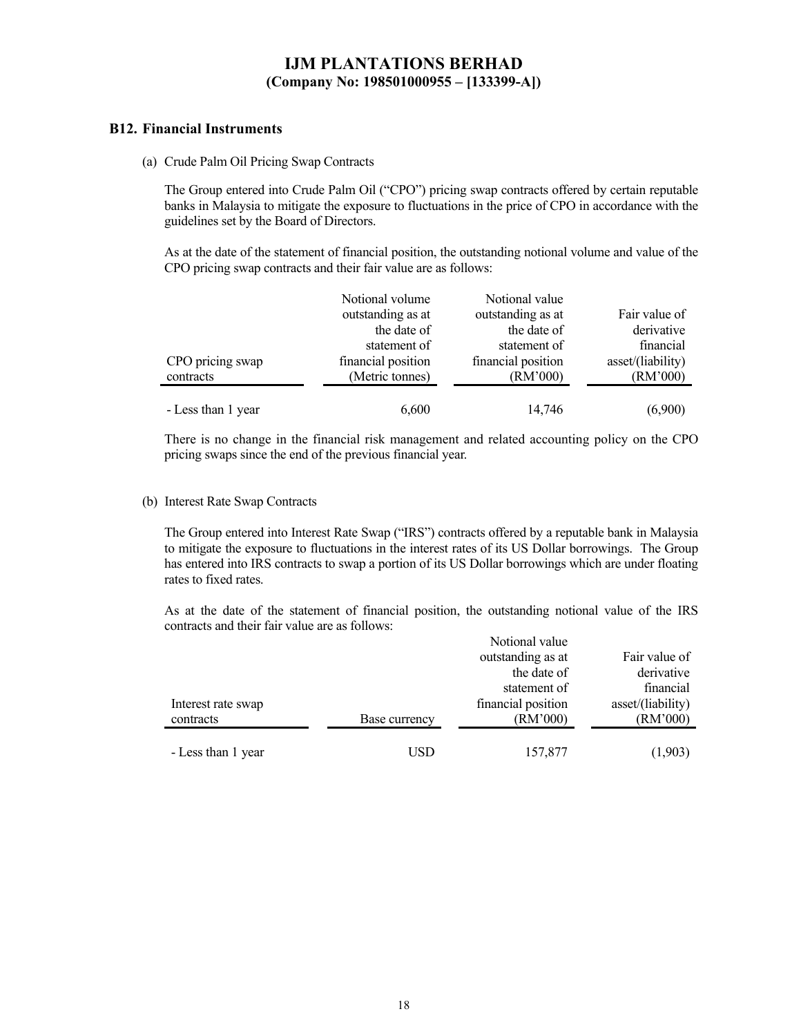## B12. Financial Instruments

(a) Crude Palm Oil Pricing Swap Contracts

The Group entered into Crude Palm Oil ("CPO") pricing swap contracts offered by certain reputable banks in Malaysia to mitigate the exposure to fluctuations in the price of CPO in accordance with the guidelines set by the Board of Directors.

As at the date of the statement of financial position, the outstanding notional volume and value of the CPO pricing swap contracts and their fair value are as follows:

| CPO pricing swap contracts | Notional volume outstanding as at the date of statement of financial position (Metric tonnes) | Notional value outstanding as at the date of statement of financial position (RM'000) | Fair value of derivative financial asset/(liability) (RM'000) |
|---|---|---|---|
| - Less than 1 year | 6,600 | 14,746 | (6,900) |

There is no change in the financial risk management and related accounting policy on the CPO pricing swaps since the end of the previous financial year.

(b) Interest Rate Swap Contracts

The Group entered into Interest Rate Swap ("IRS") contracts offered by a reputable bank in Malaysia to mitigate the exposure to fluctuations in the interest rates of its US Dollar borrowings. The Group has entered into IRS contracts to swap a portion of its US Dollar borrowings which are under floating rates to fixed rates.

As at the date of the statement of financial position, the outstanding notional value of the IRS contracts and their fair value are as follows:

| Interest rate swap contracts | Base currency | Notional value outstanding as at the date of statement of financial position (RM'000) | Fair value of derivative financial asset/(liability) (RM'000) |
|---|---|---|---|
| - Less than 1 year | USD | 157,877 | (1,903) |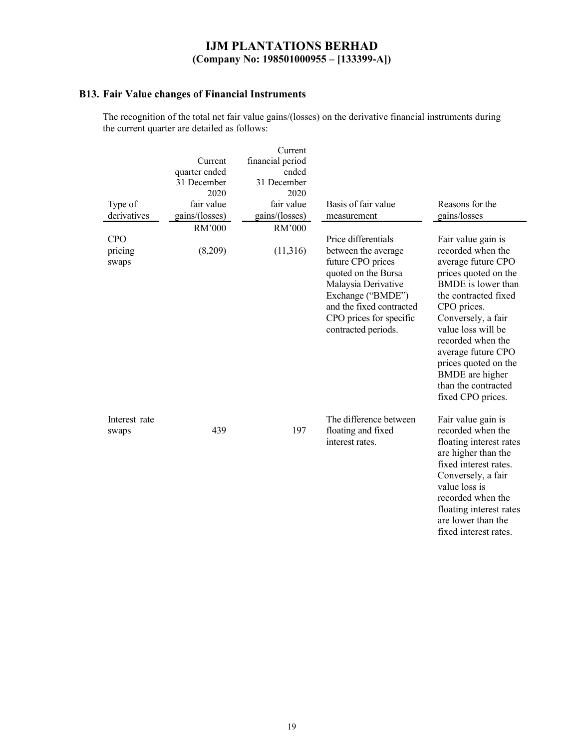# IJM PLANTATIONS BERHAD
**(Company No: 198501000955 – [133399-A])**

## B13. Fair Value changes of Financial Instruments

The recognition of the total net fair value gains/(losses) on the derivative financial instruments during the current quarter are detailed as follows:

| Type of derivatives | Current quarter ended 31 December 2020 fair value gains/(losses) | Current financial period ended 31 December 2020 fair value gains/(losses) | Basis of fair value measurement | Reasons for the gains/losses |
|---|---|---|---|---|
| | RM'000 | RM'000 | | |
| CPO pricing swaps | (8,209) | (11,316) | Price differentials between the average future CPO prices quoted on the Bursa Malaysia Derivative Exchange ("BMDE") and the fixed contracted CPO prices for specific contracted periods. | Fair value gain is recorded when the average future CPO prices quoted on the BMDE is lower than the contracted fixed CPO prices. Conversely, a fair value loss will be recorded when the average future CPO prices quoted on the BMDE are higher than the contracted fixed CPO prices. |
| Interest rate swaps | 439 | 197 | The difference between floating and fixed interest rates. | Fair value gain is recorded when the floating interest rates are higher than the fixed interest rates. Conversely, a fair value loss is recorded when the floating interest rates are lower than the fixed interest rates. |